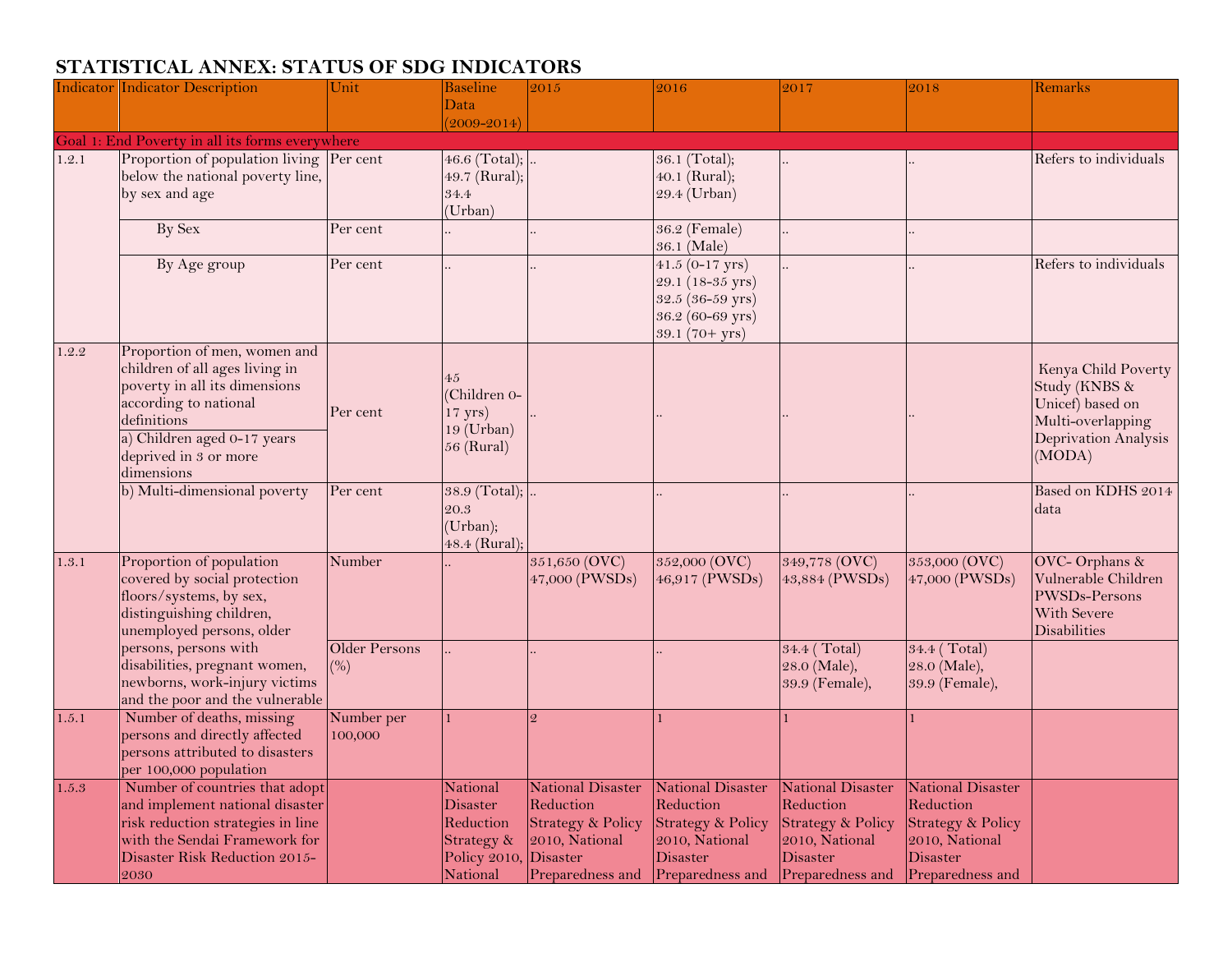# STATISTICAL ANNEX: STATUS OF SDG INDICATORS

| Indicator | Indicator Description | Unit | Baseline Data (2009-2014) | 2015 | 2016 | 2017 | 2018 | Remarks |
|---|---|---|---|---|---|---|---|---|
| Goal 1: End Poverty in all its forms everywhere | | | | | | | | |
| 1.2.1 | Proportion of population living below the national poverty line, by sex and age | Per cent | 46.6 (Total); 49.7 (Rural); 34.4 (Urban) | .. | 36.1 (Total); 40.1 (Rural); 29.4 (Urban) | .. | .. | Refers to individuals |
| | By Sex | Per cent | .. | .. | 36.2 (Female) 36.1 (Male) | .. | .. | |
| | By Age group | Per cent | .. | .. | 41.5 (0-17 yrs) 29.1 (18-35 yrs) 32.5 (36-59 yrs) 36.2 (60-69 yrs) 39.1 (70+ yrs) | .. | .. | Refers to individuals |
| 1.2.2 | Proportion of men, women and children of all ages living in poverty in all its dimensions according to national definitions<br>a) Children aged 0-17 years deprived in 3 or more dimensions | Per cent | 45 (Children 0-17 yrs) 19 (Urban) 56 (Rural) | .. | .. | .. | .. | Kenya Child Poverty Study (KNBS & Unicef) based on Multi-overlapping Deprivation Analysis (MODA) |
| | b) Multi-dimensional poverty | Per cent | 38.9 (Total); 20.3 (Urban); 48.4 (Rural); | .. | .. | .. | .. | Based on KDHS 2014 data |
| 1.3.1 | Proportion of population covered by social protection floors/systems, by sex, distinguishing children, unemployed persons, older persons, persons with disabilities, pregnant women, newborns, work-injury victims and the poor and the vulnerable | Number | .. | 351,650 (OVC) 47,000 (PWSDs) | 352,000 (OVC) 46,917 (PWSDs) | 349,778 (OVC) 43,884 (PWSDs) | 353,000 (OVC) 47,000 (PWSDs) | OVC- Orphans & Vulnerable Children PWSDs-Persons With Severe Disabilities |
| | | Older Persons (%) | .. | .. | .. | 34.4 ( Total) 28.0 (Male), 39.9 (Female), | 34.4 ( Total) 28.0 (Male), 39.9 (Female), | |
| 1.5.1 | Number of deaths, missing persons and directly affected persons attributed to disasters per 100,000 population | Number per 100,000 | 1 | 2 | 1 | 1 | 1 | |
| 1.5.3 | Number of countries that adopt and implement national disaster risk reduction strategies in line with the Sendai Framework for Disaster Risk Reduction 2015-2030 | | National Disaster Reduction Strategy & Policy 2010, National | National Disaster Reduction Strategy & Policy 2010, National Disaster Preparedness and | National Disaster Reduction Strategy & Policy 2010, National Disaster Preparedness and | National Disaster Reduction Strategy & Policy 2010, National Disaster Preparedness and | National Disaster Reduction Strategy & Policy 2010, National Disaster Preparedness and | |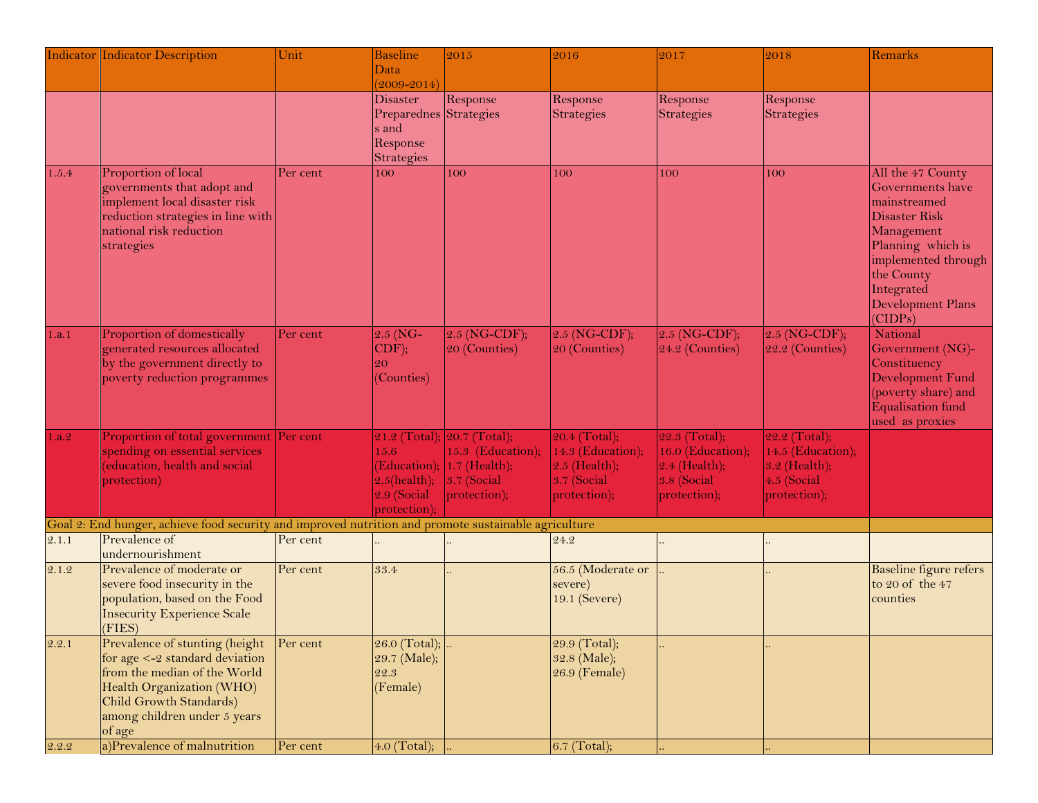| Indicator | Indicator Description | Unit | Baseline Data (2009-2014) | 2015 | 2016 | 2017 | 2018 | Remarks |
|---|---|---|---|---|---|---|---|---|
| | | | Disaster Preparedness and Response Strategies | Response Strategies | Response Strategies | Response Strategies | Response Strategies | |
| 1.5.4 | Proportion of local governments that adopt and implement local disaster risk reduction strategies in line with national risk reduction strategies | Per cent | 100 | 100 | 100 | 100 | 100 | All the 47 County Governments have mainstreamed Disaster Risk Management Planning which is implemented through the County Integrated Development Plans (CIDPs) |
| 1.a.1 | Proportion of domestically generated resources allocated by the government directly to poverty reduction programmes | Per cent | 2.5 (NG-CDF); 20 (Counties) | 2.5 (NG-CDF); 20 (Counties) | 2.5 (NG-CDF); 20 (Counties) | 2.5 (NG-CDF); 24.2 (Counties) | 2.5 (NG-CDF); 22.2 (Counties) | National Government (NG)-Constituency Development Fund (poverty share) and Equalisation fund used as proxies |
| 1.a.2 | Proportion of total government spending on essential services (education, health and social protection) | Per cent | 21.2 (Total); 15.6 (Education); 2.5(health); 2.9 (Social protection); | 20.7 (Total); 15.3 (Education); 1.7 (Health); 3.7 (Social protection); | 20.4 (Total); 14.3 (Education); 2.5 (Health); 3.7 (Social protection); | 22.3 (Total); 16.0 (Education); 2.4 (Health); 3.8 (Social protection); | 22.2 (Total); 14.5 (Education); 3.2 (Health); 4.5 (Social protection); | |
| Goal 2: End hunger, achieve food security and improved nutrition and promote sustainable agriculture | | | | | | | | |
| 2.1.1 | Prevalence of undernourishment | Per cent | .. | .. | 24.2 | .. | .. | |
| 2.1.2 | Prevalence of moderate or severe food insecurity in the population, based on the Food Insecurity Experience Scale (FIES) | Per cent | 33.4 | .. | 56.5 (Moderate or severe) 19.1 (Severe) | .. | .. | Baseline figure refers to 20 of the 47 counties |
| 2.2.1 | Prevalence of stunting (height for age <-2 standard deviation from the median of the World Health Organization (WHO) Child Growth Standards) among children under 5 years of age | Per cent | 26.0 (Total); 29.7 (Male); 22.3 (Female) | .. | 29.9 (Total); 32.8 (Male); 26.9 (Female) | .. | .. | |
| 2.2.2 | a)Prevalence of malnutrition | Per cent | 4.0 (Total); | .. | 6.7 (Total); | .. | .. | |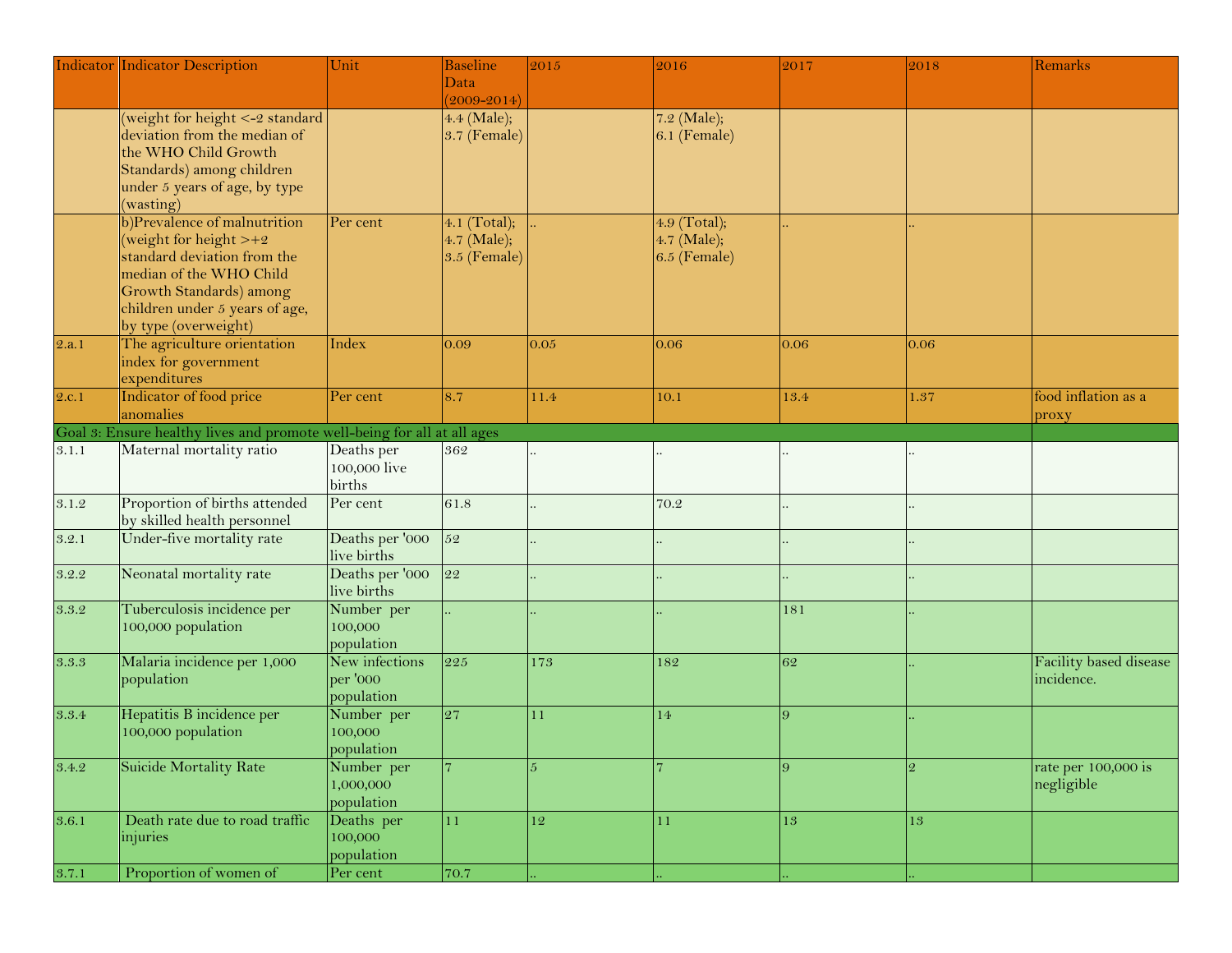| Indicator | Indicator Description | Unit | Baseline Data (2009-2014) | 2015 | 2016 | 2017 | 2018 | Remarks |
|---|---|---|---|---|---|---|---|---|
| | (weight for height <-2 standard deviation from the median of the WHO Child Growth Standards) among children under 5 years of age, by type (wasting) | | 4.4 (Male); 3.7 (Female) | | 7.2 (Male); 6.1 (Female) | | | |
| | b)Prevalence of malnutrition (weight for height >+2 standard deviation from the median of the WHO Child Growth Standards) among children under 5 years of age, by type (overweight) | Per cent | 4.1 (Total); 4.7 (Male); 3.5 (Female) | .. | 4.9 (Total); 4.7 (Male); 6.5 (Female) | .. | .. | |
| 2.a.1 | The agriculture orientation index for government expenditures | Index | 0.09 | 0.05 | 0.06 | 0.06 | 0.06 | |
| 2.c.1 | Indicator of food price anomalies | Per cent | 8.7 | 11.4 | 10.1 | 13.4 | 1.37 | food inflation as a proxy |
| Goal 3: Ensure healthy lives and promote well-being for all at all ages | | | | | | | | |
| 3.1.1 | Maternal mortality ratio | Deaths per 100,000 live births | 362 | .. | .. | .. | .. | |
| 3.1.2 | Proportion of births attended by skilled health personnel | Per cent | 61.8 | .. | 70.2 | .. | .. | |
| 3.2.1 | Under-five mortality rate | Deaths per '000 live births | 52 | .. | .. | .. | .. | |
| 3.2.2 | Neonatal mortality rate | Deaths per '000 live births | 22 | .. | .. | .. | .. | |
| 3.3.2 | Tuberculosis incidence per 100,000 population | Number per 100,000 population | .. | .. | .. | 181 | .. | |
| 3.3.3 | Malaria incidence per 1,000 population | New infections per '000 population | 225 | 173 | 182 | 62 | .. | Facility based disease incidence. |
| 3.3.4 | Hepatitis B incidence per 100,000 population | Number per 100,000 population | 27 | 11 | 14 | 9 | .. | |
| 3.4.2 | Suicide Mortality Rate | Number per 1,000,000 population | 7 | 5 | 7 | 9 | 2 | rate per 100,000 is negligible |
| 3.6.1 | Death rate due to road traffic injuries | Deaths per 100,000 population | 11 | 12 | 11 | 13 | 13 | |
| 3.7.1 | Proportion of women of | Per cent | 70.7 | .. | .. | .. | .. | |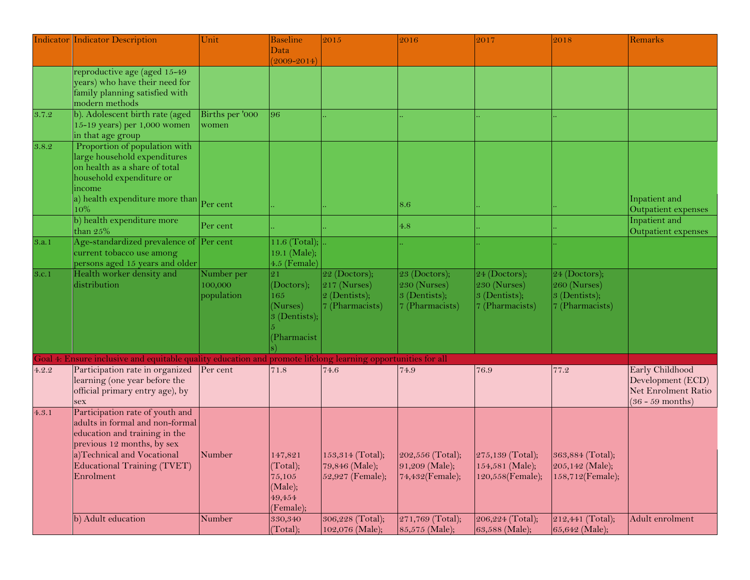| Indicator | Indicator Description | Unit | Baseline Data (2009-2014) | 2015 | 2016 | 2017 | 2018 | Remarks |
|---|---|---|---|---|---|---|---|---|
| | reproductive age (aged 15-49 years) who have their need for family planning satisfied with modern methods | | | | | | | |
| 3.7.2 | b). Adolescent birth rate (aged 15-19 years) per 1,000 women in that age group | Births per '000 women | 96 | .. | .. | .. | .. | |
| 3.8.2 | Proportion of population with large household expenditures on health as a share of total household expenditure or income<br>a) health expenditure more than 10% | Per cent | .. | .. | 8.6 | .. | .. | Inpatient and Outpatient expenses |
| | b) health expenditure more than 25% | Per cent | .. | .. | 4.8 | .. | .. | Inpatient and Outpatient expenses |
| 3.a.1 | Age-standardized prevalence of current tobacco use among persons aged 15 years and older | Per cent | 11.6 (Total); 19.1 (Male); 4.5 (Female) | .. | .. | .. | .. | |
| 3.c.1 | Health worker density and distribution | Number per 100,000 population | 21 (Doctors); 165 (Nurses) 3 (Dentists); 5 (Pharmacists) | 22 (Doctors); 217 (Nurses) 2 (Dentists); 7 (Pharmacists) | 23 (Doctors); 230 (Nurses) 3 (Dentists); 7 (Pharmacists) | 24 (Doctors); 230 (Nurses) 3 (Dentists); 7 (Pharmacists) | 24 (Doctors); 260 (Nurses) 3 (Dentists); 7 (Pharmacists) | |
| Goal 4: Ensure inclusive and equitable quality education and promote lifelong learning opportunities for all | | | | | | | | |
| 4.2.2 | Participation rate in organized learning (one year before the official primary entry age), by sex | Per cent | 71.8 | 74.6 | 74.9 | 76.9 | 77.2 | Early Childhood Development (ECD) Net Enrolment Ratio (36 - 59 months) |
| 4.3.1 | Participation rate of youth and adults in formal and non-formal education and training in the previous 12 months, by sex<br>a)Technical and Vocational Educational Training (TVET) Enrolment | Number | 147,821 (Total); 75,105 (Male); 49,454 (Female); | 153,314 (Total); 79,846 (Male); 52,927 (Female); | 202,556 (Total); 91,209 (Male); 74,432(Female); | 275,139 (Total); 154,581 (Male); 120,558(Female); | 363,884 (Total); 205,142 (Male); 158,712(Female); | |
| | b) Adult education | Number | 330,340 (Total); | 306,228 (Total); 102,076 (Male); | 271,769 (Total); 85,575 (Male); | 206,224 (Total); 63,588 (Male); | 212,441 (Total); 65,642 (Male); | Adult enrolment |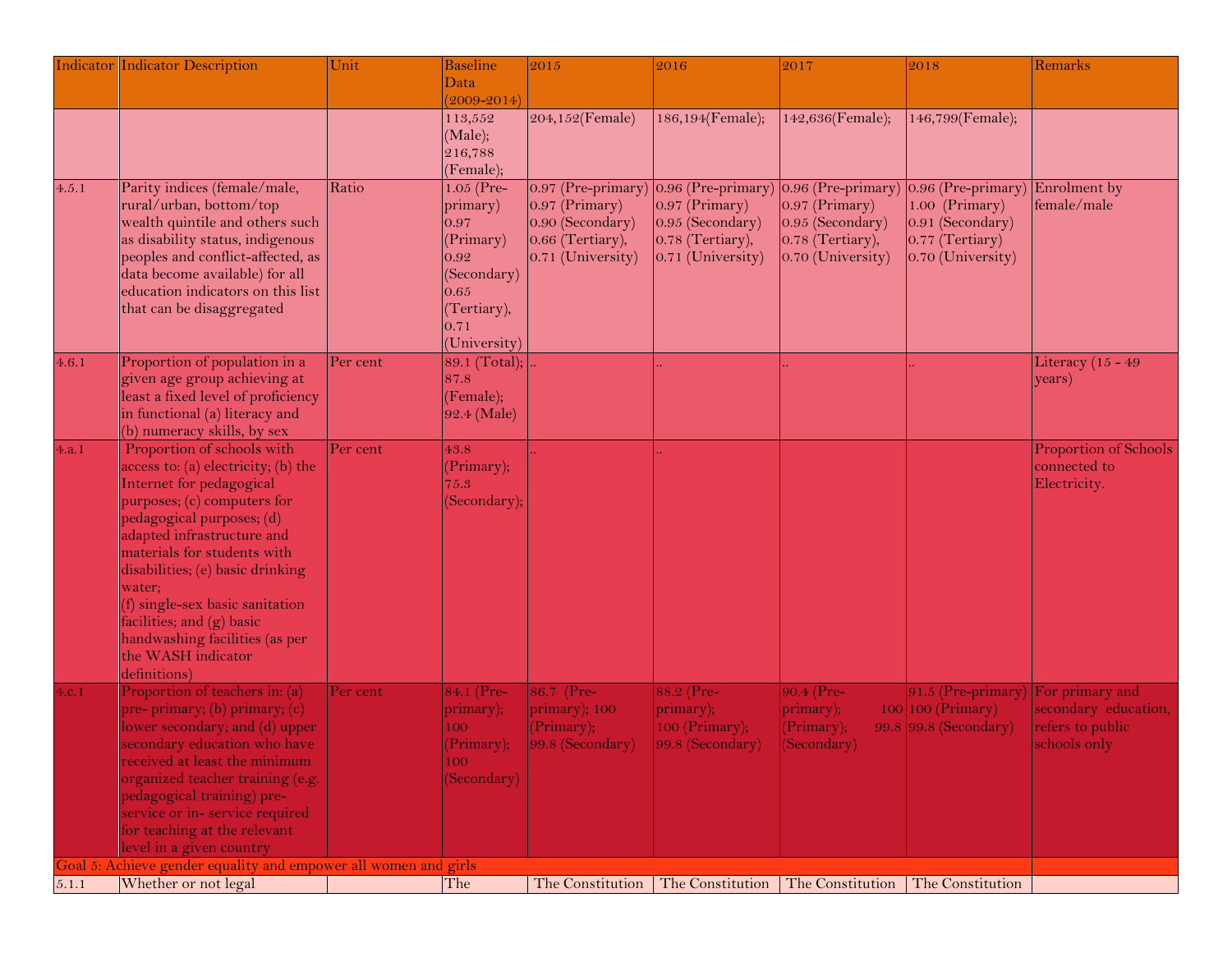| Indicator | Indicator Description | Unit | Baseline Data (2009-2014) | 2015 | 2016 | 2017 | 2018 | Remarks |
| --- | --- | --- | --- | --- | --- | --- | --- | --- |
| | | | 113,552 (Male); 216,788 (Female); | 204,152(Female) | 186,194(Female); | 142,636(Female); | 146,799(Female); | |
| 4.5.1 | Parity indices (female/male, rural/urban, bottom/top wealth quintile and others such as disability status, indigenous peoples and conflict-affected, as data become available) for all education indicators on this list that can be disaggregated | Ratio | 1.05 (Pre-primary) 0.97 (Primary) 0.92 (Secondary) 0.65 (Tertiary), 0.71 (University) | 0.97 (Pre-primary) 0.97 (Primary) 0.90 (Secondary) 0.66 (Tertiary), 0.71 (University) | 0.96 (Pre-primary) 0.97 (Primary) 0.95 (Secondary) 0.78 (Tertiary), 0.71 (University) | 0.96 (Pre-primary) 0.97 (Primary) 0.95 (Secondary) 0.78 (Tertiary), 0.70 (University) | 0.96 (Pre-primary) 1.00 (Primary) 0.91 (Secondary) 0.77 (Tertiary) 0.70 (University) | Enrolment by female/male |
| 4.6.1 | Proportion of population in a given age group achieving at least a fixed level of proficiency in functional (a) literacy and (b) numeracy skills, by sex | Per cent | 89.1 (Total); 87.8 (Female); 92.4 (Male) | .. | .. | .. | .. | Literacy (15 - 49 years) |
| 4.a.1 | Proportion of schools with access to: (a) electricity; (b) the Internet for pedagogical purposes; (c) computers for pedagogical purposes; (d) adapted infrastructure and materials for students with disabilities; (e) basic drinking water; (f) single-sex basic sanitation facilities; and (g) basic handwashing facilities (as per the WASH indicator definitions) | Per cent | 43.8 (Primary); 75.3 (Secondary); | .. | .. | | | Proportion of Schools connected to Electricity. |
| 4.c.1 | Proportion of teachers in: (a) pre- primary; (b) primary; (c) lower secondary; and (d) upper secondary education who have received at least the minimum organized teacher training (e.g. pedagogical training) pre-service or in- service required for teaching at the relevant level in a given country | Per cent | 84.1 (Pre-primary); 100 (Primary); 100 (Secondary) | 86.7 (Pre-primary); 100 (Primary); 99.8 (Secondary) | 88.2 (Pre-primary); 100 (Primary); 99.8 (Secondary) | 90.4 (Pre-primary); 100 (Primary); 99.8 (Secondary) | 91.5 (Pre-primary) 100 (Primary) 99.8 (Secondary) | For primary and secondary education, refers to public schools only |
| Goal 5: Achieve gender equality and empower all women and girls | | | | | | | | |
| 5.1.1 | Whether or not legal | | The | The Constitution | The Constitution | The Constitution | The Constitution | |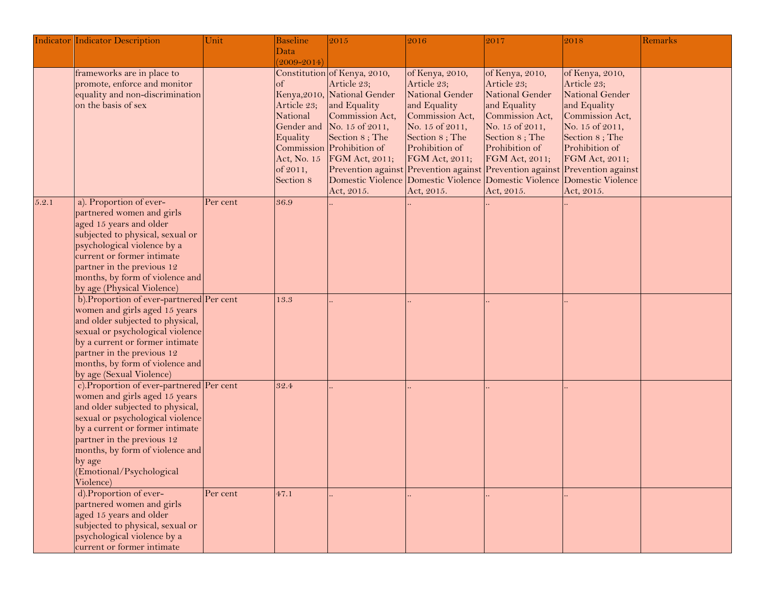| Indicator | Indicator Description | Unit | Baseline Data (2009-2014) | 2015 | 2016 | 2017 | 2018 | Remarks |
|---|---|---|---|---|---|---|---|---|
| | frameworks are in place to promote, enforce and monitor equality and non-discrimination on the basis of sex | | Constitution of Kenya,2010, Article 23; National Gender and Equality Commission Act, No. 15 of 2011, Section 8 | of Kenya, 2010, Article 23; National Gender and Equality Commission Act, No. 15 of 2011, Section 8 ; The Prohibition of FGM Act, 2011; Prevention against Domestic Violence Act, 2015. | of Kenya, 2010, Article 23; National Gender and Equality Commission Act, No. 15 of 2011, Section 8 ; The Prohibition of FGM Act, 2011; Prevention against Domestic Violence Act, 2015. | of Kenya, 2010, Article 23; National Gender and Equality Commission Act, No. 15 of 2011, Section 8 ; The Prohibition of FGM Act, 2011; Prevention against Domestic Violence Act, 2015. | of Kenya, 2010, Article 23; National Gender and Equality Commission Act, No. 15 of 2011, Section 8 ; The Prohibition of FGM Act, 2011; Prevention against Domestic Violence Act, 2015. | |
| 5.2.1 | a). Proportion of ever-partnered women and girls aged 15 years and older subjected to physical, sexual or psychological violence by a current or former intimate partner in the previous 12 months, by form of violence and by age (Physical Violence) | Per cent | 36.9 | .. | .. | .. | .. | |
| | b).Proportion of ever-partnered women and girls aged 15 years and older subjected to physical, sexual or psychological violence by a current or former intimate partner in the previous 12 months, by form of violence and by age (Sexual Violence) | Per cent | 13.3 | .. | .. | .. | .. | |
| | c).Proportion of ever-partnered women and girls aged 15 years and older subjected to physical, sexual or psychological violence by a current or former intimate partner in the previous 12 months, by form of violence and by age (Emotional/Psychological Violence) | Per cent | 32.4 | .. | .. | .. | .. | |
| | d).Proportion of ever-partnered women and girls aged 15 years and older subjected to physical, sexual or psychological violence by a current or former intimate | Per cent | 47.1 | .. | .. | .. | .. | |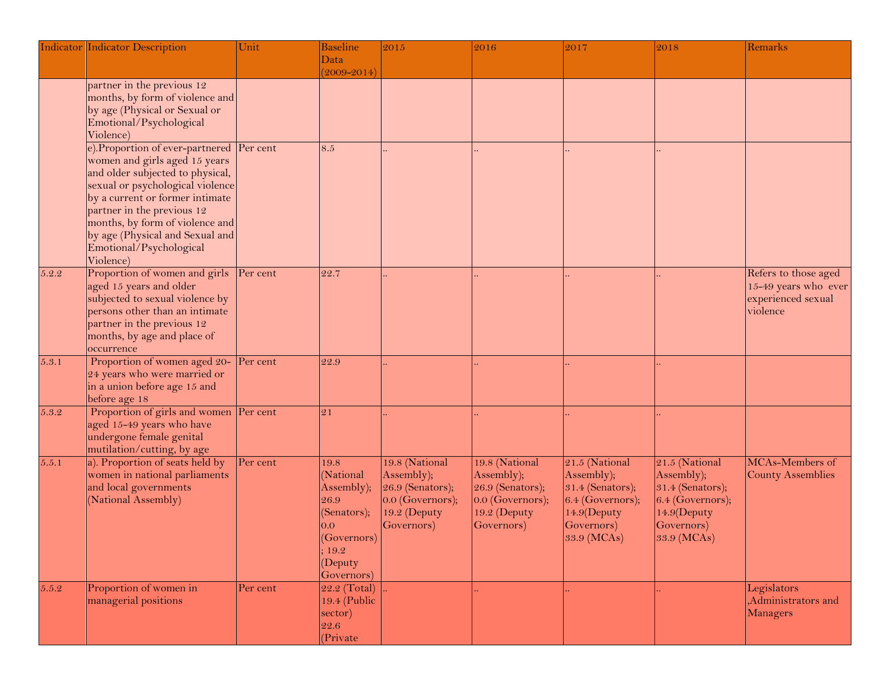| Indicator | Indicator Description | Unit | Baseline Data (2009-2014) | 2015 | 2016 | 2017 | 2018 | Remarks |
|---|---|---|---|---|---|---|---|---|
| | partner in the previous 12 months, by form of violence and by age (Physical or Sexual or Emotional/Psychological Violence) | | | | | | | |
| | e).Proportion of ever-partnered women and girls aged 15 years and older subjected to physical, sexual or psychological violence by a current or former intimate partner in the previous 12 months, by form of violence and by age (Physical and Sexual and Emotional/Psychological Violence) | Per cent | 8.5 | .. | .. | .. | .. | |
| 5.2.2 | Proportion of women and girls aged 15 years and older subjected to sexual violence by persons other than an intimate partner in the previous 12 months, by age and place of occurrence | Per cent | 22.7 | .. | .. | .. | .. | Refers to those aged 15-49 years who ever experienced sexual violence |
| 5.3.1 | Proportion of women aged 20-24 years who were married or in a union before age 15 and before age 18 | Per cent | 22.9 | .. | .. | .. | .. | |
| 5.3.2 | Proportion of girls and women aged 15-49 years who have undergone female genital mutilation/cutting, by age | Per cent | 21 | .. | .. | .. | .. | |
| 5.5.1 | a). Proportion of seats held by women in national parliaments and local governments (National Assembly) | Per cent | 19.8 (National Assembly); 26.9 (Senators); 0.0 (Governors); 19.2 (Deputy Governors) | 19.8 (National Assembly); 26.9 (Senators); 0.0 (Governors); 19.2 (Deputy Governors) | 19.8 (National Assembly); 26.9 (Senators); 0.0 (Governors); 19.2 (Deputy Governors) | 21.5 (National Assembly); 31.4 (Senators); 6.4 (Governors); 14.9(Deputy Governors) 33.9 (MCAs) | 21.5 (National Assembly); 31.4 (Senators); 6.4 (Governors); 14.9(Deputy Governors) 33.9 (MCAs) | MCAs-Members of County Assemblies |
| 5.5.2 | Proportion of women in managerial positions | Per cent | 22.2 (Total) 19.4 (Public sector) 22.6 (Private | .. | .. | .. | .. | Legislators ,Administrators and Managers |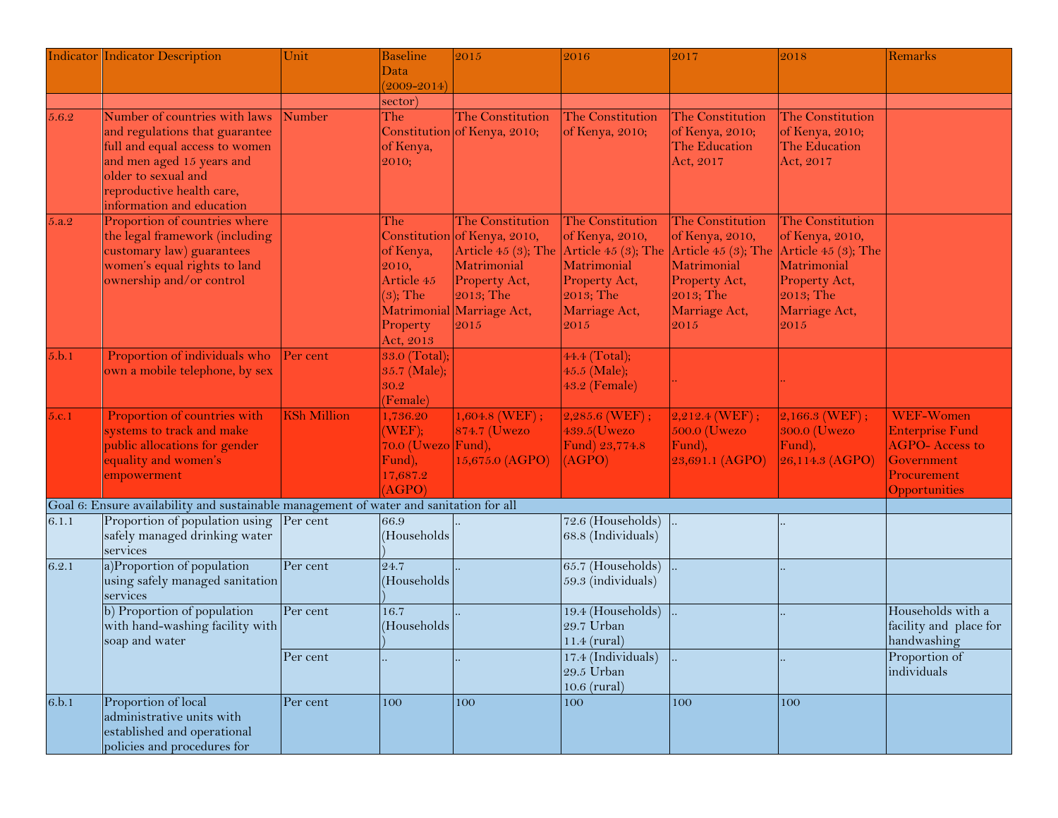| Indicator | Indicator Description | Unit | Baseline Data (2009-2014) | 2015 | 2016 | 2017 | 2018 | Remarks |
|---|---|---|---|---|---|---|---|---|
| | | | sector) | | | | | |
| 5.6.2 | Number of countries with laws and regulations that guarantee full and equal access to women and men aged 15 years and older to sexual and reproductive health care, information and education | Number | The Constitution of Kenya, 2010; | The Constitution of Kenya, 2010; | The Constitution of Kenya, 2010; | The Constitution of Kenya, 2010; The Education Act, 2017 | The Constitution of Kenya, 2010; The Education Act, 2017 | |
| 5.a.2 | Proportion of countries where the legal framework (including customary law) guarantees women's equal rights to land ownership and/or control | | The Constitution of Kenya, 2010, Article 45 (3); The Matrimonial Property Act, 2013 | The Constitution of Kenya, 2010, Article 45 (3); The Matrimonial Property Act, 2013; The Marriage Act, 2015 | The Constitution of Kenya, 2010, Article 45 (3); The Matrimonial Property Act, 2013; The Marriage Act, 2015 | The Constitution of Kenya, 2010, Article 45 (3); The Matrimonial Property Act, 2013; The Marriage Act, 2015 | The Constitution of Kenya, 2010, Article 45 (3); The Matrimonial Property Act, 2013; The Marriage Act, 2015 | |
| 5.b.1 | Proportion of individuals who own a mobile telephone, by sex | Per cent | 33.0 (Total); 35.7 (Male); 30.2 (Female) | | 44.4 (Total); 45.5 (Male); 43.2 (Female) | .. | .. | |
| 5.c.1 | Proportion of countries with systems to track and make public allocations for gender equality and women's empowerment | KSh Million | 1,736.20 (WEF); 70.0 (Uwezo Fund), 17,687.2 (AGPO) | 1,604.8 (WEF) ; 874.7 (Uwezo Fund), 15,675.0 (AGPO) | 2,285.6 (WEF) ; 439.5(Uwezo Fund) 23,774.8 (AGPO) | 2,212.4 (WEF) ; 500.0 (Uwezo Fund), 23,691.1 (AGPO) | 2,166.3 (WEF) ; 300.0 (Uwezo Fund), 26,114.3 (AGPO) | WEF-Women Enterprise Fund AGPO- Access to Government Procurement Opportunities |
| Goal 6: Ensure availability and sustainable management of water and sanitation for all | | | | | | | | |
| 6.1.1 | Proportion of population using safely managed drinking water services | Per cent | 66.9 (Households) | .. | 72.6 (Households) 68.8 (Individuals) | .. | .. | |
| 6.2.1 | a)Proportion of population using safely managed sanitation services | Per cent | 24.7 (Households) | .. | 65.7 (Households) 59.3 (individuals) | .. | .. | |
| | b) Proportion of population with hand-washing facility with soap and water | Per cent | 16.7 (Households) | .. | 19.4 (Households) 29.7 Urban 11.4 (rural) | .. | .. | Households with a facility and place for handwashing |
| | | Per cent | .. | .. | 17.4 (Individuals) 29.5 Urban 10.6 (rural) | .. | .. | Proportion of individuals |
| 6.b.1 | Proportion of local administrative units with established and operational policies and procedures for | Per cent | 100 | 100 | 100 | 100 | 100 | |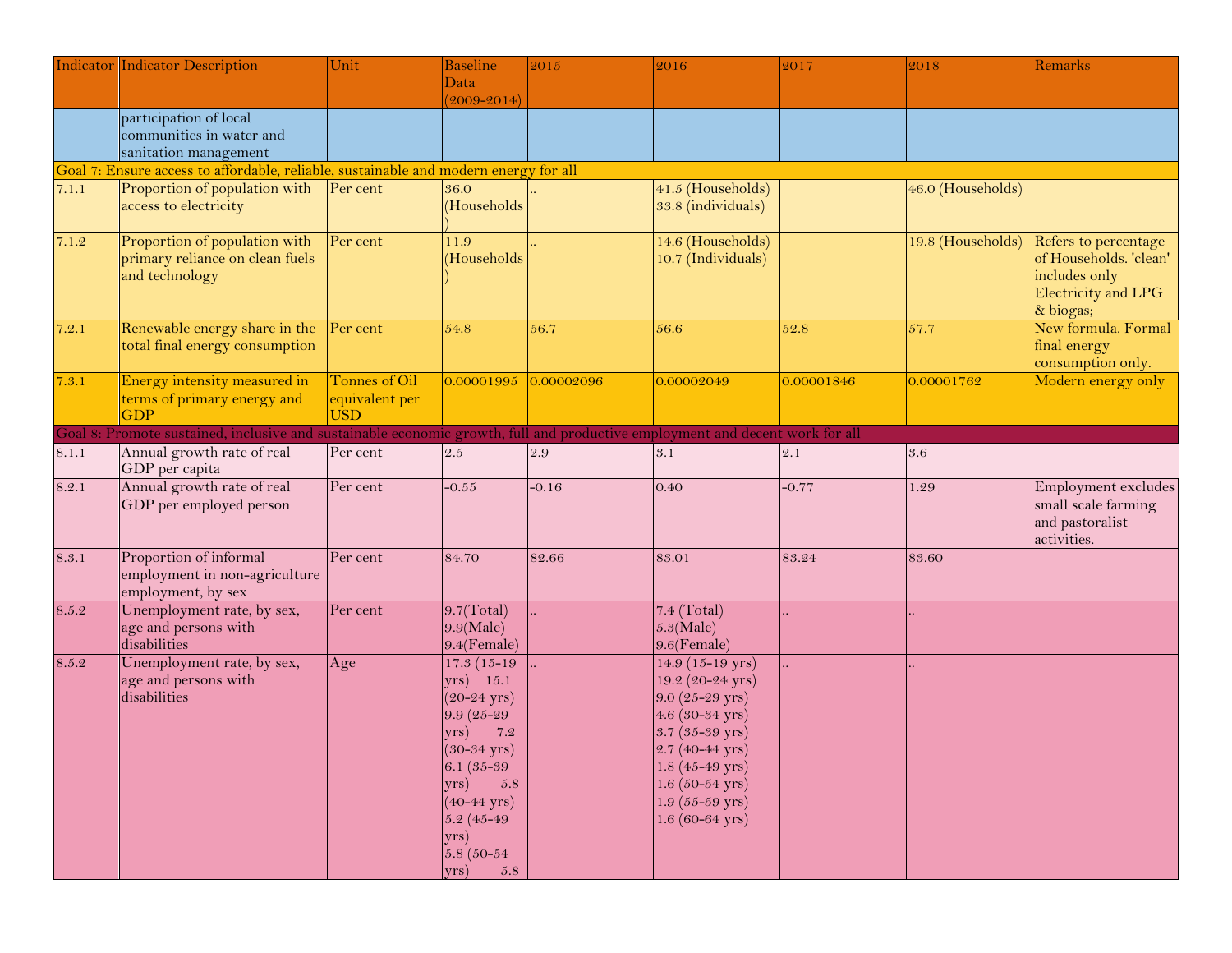| Indicator | Indicator Description | Unit | Baseline Data (2009-2014) | 2015 | 2016 | 2017 | 2018 | Remarks |
|---|---|---|---|---|---|---|---|---|
| | participation of local communities in water and sanitation management | | | | | | | |
| Goal 7: Ensure access to affordable, reliable, sustainable and modern energy for all | | | | | | | | |
| 7.1.1 | Proportion of population with access to electricity | Per cent | 36.0 (Households) | .. | 41.5 (Households) 33.8 (individuals) | | 46.0 (Households) | |
| 7.1.2 | Proportion of population with primary reliance on clean fuels and technology | Per cent | 11.9 (Households) | .. | 14.6 (Households) 10.7 (Individuals) | | 19.8 (Households) | Refers to percentage of Households. 'clean' includes only Electricity and LPG & biogas; |
| 7.2.1 | Renewable energy share in the total final energy consumption | Per cent | 54.8 | 56.7 | 56.6 | 52.8 | 57.7 | New formula. Formal final energy consumption only. |
| 7.3.1 | Energy intensity measured in terms of primary energy and GDP | Tonnes of Oil equivalent per USD | 0.00001995 | 0.00002096 | 0.00002049 | 0.00001846 | 0.00001762 | Modern energy only |
| Goal 8: Promote sustained, inclusive and sustainable economic growth, full and productive employment and decent work for all | | | | | | | | |
| 8.1.1 | Annual growth rate of real GDP per capita | Per cent | 2.5 | 2.9 | 3.1 | 2.1 | 3.6 | |
| 8.2.1 | Annual growth rate of real GDP per employed person | Per cent | -0.55 | -0.16 | 0.40 | -0.77 | 1.29 | Employment excludes small scale farming and pastoralist activities. |
| 8.3.1 | Proportion of informal employment in non-agriculture employment, by sex | Per cent | 84.70 | 82.66 | 83.01 | 83.24 | 83.60 | |
| 8.5.2 | Unemployment rate, by sex, age and persons with disabilities | Per cent | 9.7(Total) 9.9(Male) 9.4(Female) | .. | 7.4 (Total) 5.3(Male) 9.6(Female) | .. | .. | |
| 8.5.2 | Unemployment rate, by sex, age and persons with disabilities | Age | 17.3 (15-19 yrs) 15.1 (20-24 yrs) 9.9 (25-29 yrs) 7.2 (30-34 yrs) 6.1 (35-39 yrs) 5.8 (40-44 yrs) 5.2 (45-49 yrs) 5.8 (50-54 yrs) 5.8 | .. | 14.9 (15-19 yrs) 19.2 (20-24 yrs) 9.0 (25-29 yrs) 4.6 (30-34 yrs) 3.7 (35-39 yrs) 2.7 (40-44 yrs) 1.8 (45-49 yrs) 1.6 (50-54 yrs) 1.9 (55-59 yrs) 1.6 (60-64 yrs) | .. | .. | |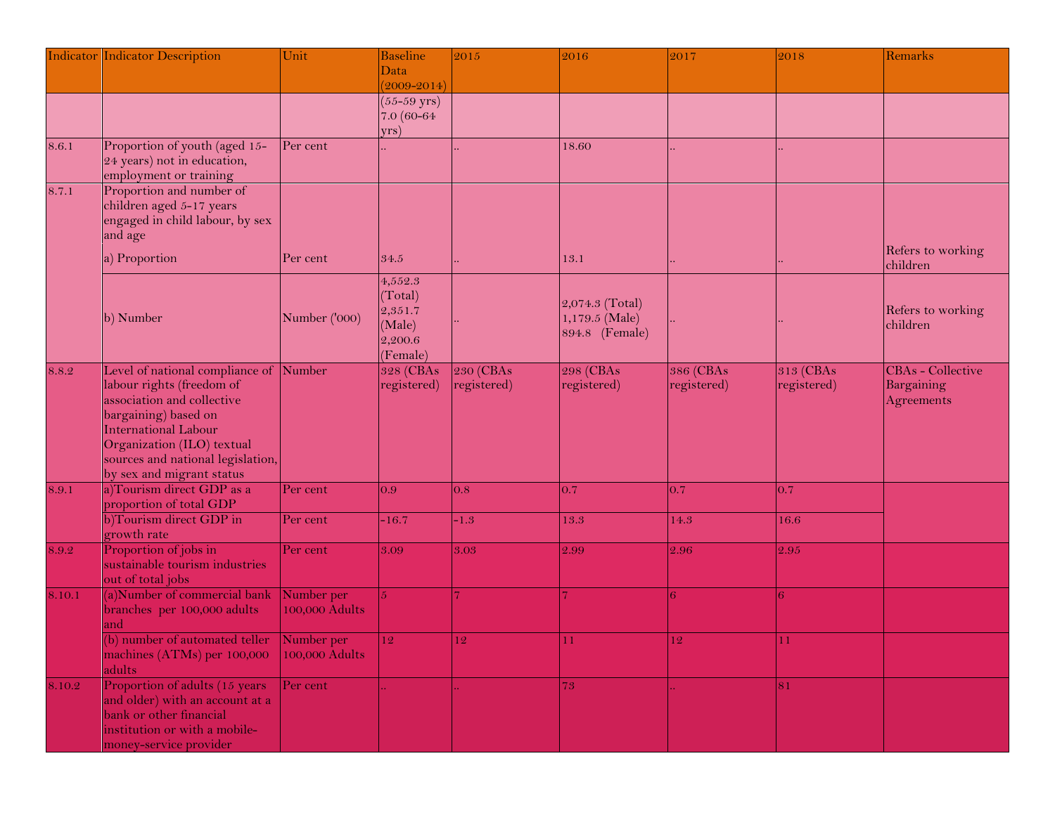| Indicator | Indicator Description | Unit | Baseline Data (2009-2014) | 2015 | 2016 | 2017 | 2018 | Remarks |
|---|---|---|---|---|---|---|---|---|
| | | | (55-59 yrs) 7.0 (60-64 yrs) | | | | | |
| 8.6.1 | Proportion of youth (aged 15-24 years) not in education, employment or training | Per cent | .. | .. | 18.60 | .. | .. | |
| 8.7.1 | Proportion and number of children aged 5-17 years engaged in child labour, by sex and age | | | | | | | |
| | a) Proportion | Per cent | 34.5 | .. | 13.1 | .. | .. | Refers to working children |
| | b) Number | Number ('000) | 4,552.3 (Total) 2,351.7 (Male) 2,200.6 (Female) | .. | 2,074.3 (Total) 1,179.5 (Male) 894.8 (Female) | .. | .. | Refers to working children |
| 8.8.2 | Level of national compliance of labour rights (freedom of association and collective bargaining) based on International Labour Organization (ILO) textual sources and national legislation, by sex and migrant status | Number | 328 (CBAs registered) | 230 (CBAs registered) | 298 (CBAs registered) | 386 (CBAs registered) | 313 (CBAs registered) | CBAs - Collective Bargaining Agreements |
| 8.9.1 | a)Tourism direct GDP as a proportion of total GDP | Per cent | 0.9 | 0.8 | 0.7 | 0.7 | 0.7 | |
| | b)Tourism direct GDP in growth rate | Per cent | -16.7 | -1.3 | 13.3 | 14.3 | 16.6 | |
| 8.9.2 | Proportion of jobs in sustainable tourism industries out of total jobs | Per cent | 3.09 | 3.03 | 2.99 | 2.96 | 2.95 | |
| 8.10.1 | (a)Number of commercial bank branches per 100,000 adults and | Number per 100,000 Adults | 5 | 7 | 7 | 6 | 6 | |
| | (b) number of automated teller machines (ATMs) per 100,000 adults | Number per 100,000 Adults | 12 | 12 | 11 | 12 | 11 | |
| 8.10.2 | Proportion of adults (15 years and older) with an account at a bank or other financial institution or with a mobile-money-service provider | Per cent | .. | .. | 73 | .. | 81 | |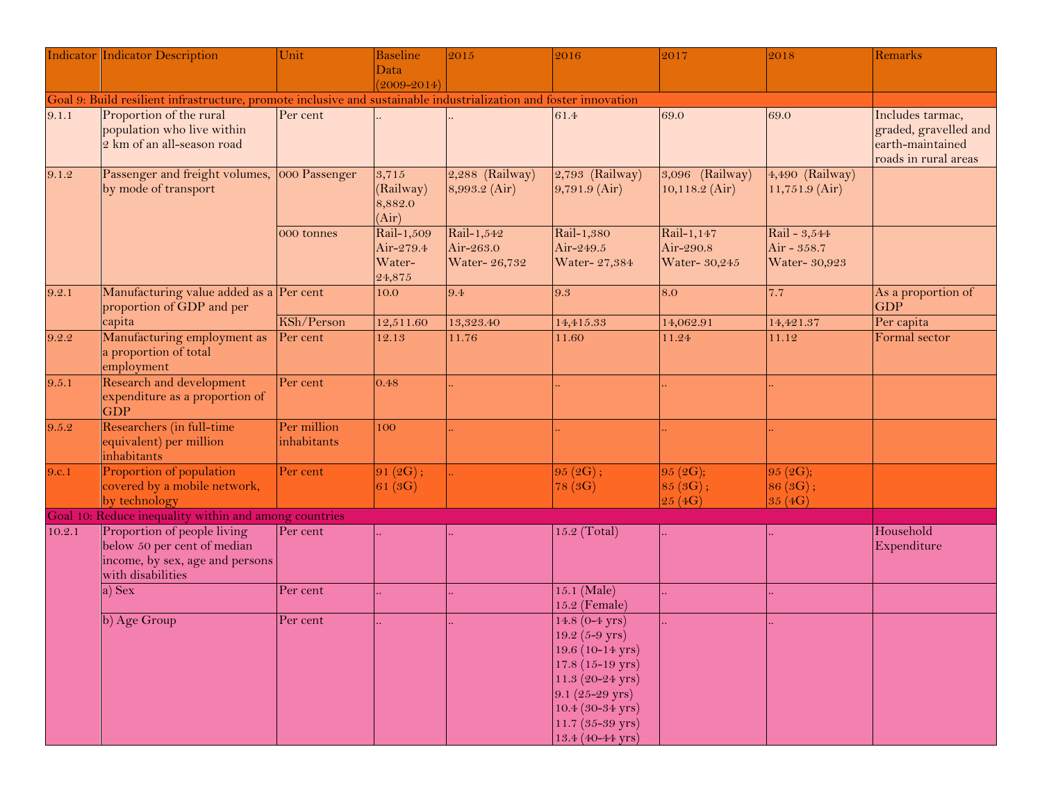| Indicator | Indicator Description | Unit | Baseline Data (2009-2014) | 2015 | 2016 | 2017 | 2018 | Remarks |
|---|---|---|---|---|---|---|---|---|
| Goal 9: Build resilient infrastructure, promote inclusive and sustainable industrialization and foster innovation | | | | | | | | |
| 9.1.1 | Proportion of the rural population who live within 2 km of an all-season road | Per cent | .. | .. | 61.4 | 69.0 | 69.0 | Includes tarmac, graded, gravelled and earth-maintained roads in rural areas |
| 9.1.2 | Passenger and freight volumes, by mode of transport | 000 Passenger | 3,715 (Railway) 8,882.0 (Air) | 2,288 (Railway) 8,993.2 (Air) | 2,793 (Railway) 9,791.9 (Air) | 3,096 (Railway) 10,118.2 (Air) | 4,490 (Railway) 11,751.9 (Air) | |
| | | 000 tonnes | Rail-1,509 Air-279.4 Water-24,875 | Rail-1,542 Air-263.0 Water- 26,732 | Rail-1,380 Air-249.5 Water- 27,384 | Rail-1,147 Air-290.8 Water- 30,245 | Rail - 3,544 Air - 358.7 Water- 30,923 | |
| 9.2.1 | Manufacturing value added as a proportion of GDP and per capita | Per cent | 10.0 | 9.4 | 9.3 | 8.0 | 7.7 | As a proportion of GDP |
| | | KSh/Person | 12,511.60 | 13,323.40 | 14,415.33 | 14,062.91 | 14,421.37 | Per capita |
| 9.2.2 | Manufacturing employment as a proportion of total employment | Per cent | 12.13 | 11.76 | 11.60 | 11.24 | 11.12 | Formal sector |
| 9.5.1 | Research and development expenditure as a proportion of GDP | Per cent | 0.48 | .. | .. | .. | .. | |
| 9.5.2 | Researchers (in full-time equivalent) per million inhabitants | Per million inhabitants | 100 | .. | .. | .. | .. | |
| 9.c.1 | Proportion of population covered by a mobile network, by technology | Per cent | 91 (2G) ; 61 (3G) | .. | 95 (2G) ; 78 (3G) | 95 (2G); 85 (3G) ; 25 (4G) | 95 (2G); 86 (3G) ; 35 (4G) | |
| Goal 10: Reduce inequality within and among countries | | | | | | | | |
| 10.2.1 | Proportion of people living below 50 per cent of median income, by sex, age and persons with disabilities | Per cent | .. | .. | 15.2 (Total) | .. | .. | Household Expenditure |
| | a) Sex | Per cent | .. | .. | 15.1 (Male) 15.2 (Female) | .. | .. | |
| | b) Age Group | Per cent | .. | .. | 14.8 (0-4 yrs) 19.2 (5-9 yrs) 19.6 (10-14 yrs) 17.8 (15-19 yrs) 11.3 (20-24 yrs) 9.1 (25-29 yrs) 10.4 (30-34 yrs) 11.7 (35-39 yrs) 13.4 (40-44 yrs) | .. | .. | |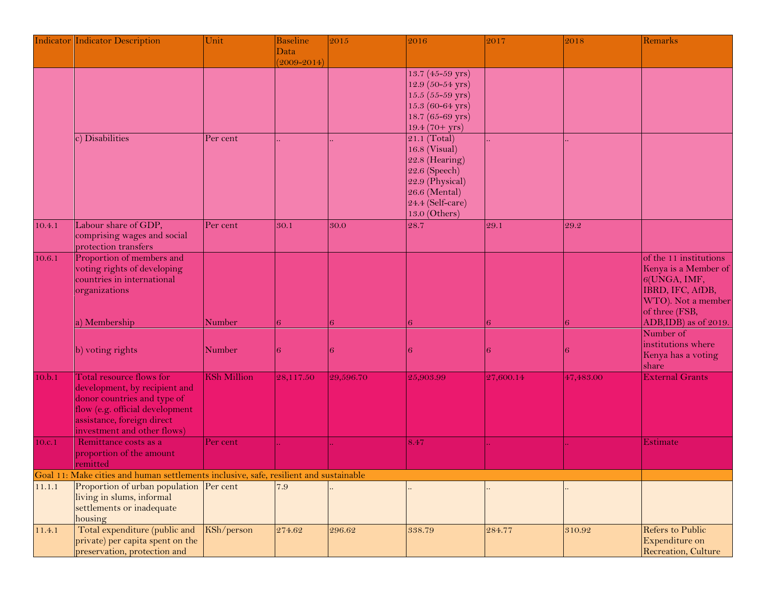| Indicator | Indicator Description | Unit | Baseline Data (2009-2014) | 2015 | 2016 | 2017 | 2018 | Remarks |
|---|---|---|---|---|---|---|---|---|
| | | | | | 13.7 (45-59 yrs)<br>12.9 (50-54 yrs)<br>15.5 (55-59 yrs)<br>15.3 (60-64 yrs)<br>18.7 (65-69 yrs)<br>19.4 (70+ yrs) | | | |
| | c) Disabilities | Per cent | .. | .. | 21.1 (Total)<br>16.8 (Visual)<br>22.8 (Hearing)<br>22.6 (Speech)<br>22.9 (Physical)<br>26.6 (Mental)<br>24.4 (Self-care)<br>13.0 (Others) | .. | .. | |
| 10.4.1 | Labour share of GDP, comprising wages and social protection transfers | Per cent | 30.1 | 30.0 | 28.7 | 29.1 | 29.2 | |
| 10.6.1 | Proportion of members and voting rights of developing countries in international organizations<br>a) Membership | Number | 6 | 6 | 6 | 6 | 6 | of the 11 institutions Kenya is a Member of 6(UNGA, IMF, IBRD, IFC, AfDB, WTO). Not a member of three (FSB, ADB,IDB) as of 2019. |
| | b) voting rights | Number | 6 | 6 | 6 | 6 | 6 | Number of institutions where Kenya has a voting share |
| 10.b.1 | Total resource flows for development, by recipient and donor countries and type of flow (e.g. official development assistance, foreign direct investment and other flows) | KSh Million | 28,117.50 | 29,596.70 | 25,903.99 | 27,600.14 | 47,483.00 | External Grants |
| 10.c.1 | Remittance costs as a proportion of the amount remitted | Per cent | .. | .. | 8.47 | .. | .. | Estimate |
| Goal 11: Make cities and human settlements inclusive, safe, resilient and sustainable | | | | | | | | |
| 11.1.1 | Proportion of urban population living in slums, informal settlements or inadequate housing | Per cent | 7.9 | .. | .. | .. | .. | |
| 11.4.1 | Total expenditure (public and private) per capita spent on the preservation, protection and | KSh/person | 274.62 | 296.62 | 338.79 | 284.77 | 310.92 | Refers to Public Expenditure on Recreation, Culture |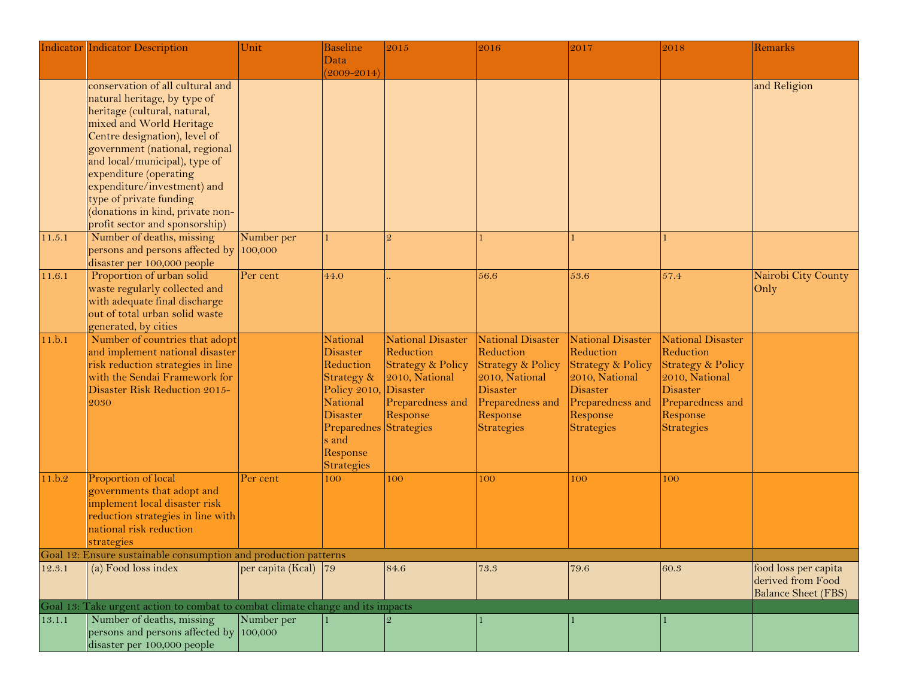| Indicator | Indicator Description | Unit | Baseline Data (2009-2014) | 2015 | 2016 | 2017 | 2018 | Remarks |
|---|---|---|---|---|---|---|---|---|
| | conservation of all cultural and natural heritage, by type of heritage (cultural, natural, mixed and World Heritage Centre designation), level of government (national, regional and local/municipal), type of expenditure (operating expenditure/investment) and type of private funding (donations in kind, private non-profit sector and sponsorship) | | | | | | | and Religion |
| 11.5.1 | Number of deaths, missing persons and persons affected by disaster per 100,000 people | Number per 100,000 | 1 | 2 | 1 | 1 | 1 | |
| 11.6.1 | Proportion of urban solid waste regularly collected and with adequate final discharge out of total urban solid waste generated, by cities | Per cent | 44.0 | .. | 56.6 | 53.6 | 57.4 | Nairobi City County Only |
| 11.b.1 | Number of countries that adopt and implement national disaster risk reduction strategies in line with the Sendai Framework for Disaster Risk Reduction 2015-2030 | | National Disaster Reduction Strategy & Policy 2010, National Disaster Preparedness and Response Strategies | National Disaster Reduction Strategy & Policy 2010, National Disaster Preparedness and Response Strategies | National Disaster Reduction Strategy & Policy 2010, National Disaster Preparedness and Response Strategies | National Disaster Reduction Strategy & Policy 2010, National Disaster Preparedness and Response Strategies | National Disaster Reduction Strategy & Policy 2010, National Disaster Preparedness and Response Strategies | |
| 11.b.2 | Proportion of local governments that adopt and implement local disaster risk reduction strategies in line with national risk reduction strategies | Per cent | 100 | 100 | 100 | 100 | 100 | |
| Goal 12: Ensure sustainable consumption and production patterns | | | | | | | | |
| 12.3.1 | (a) Food loss index | per capita (Kcal) | 79 | 84.6 | 73.3 | 79.6 | 60.3 | food loss per capita derived from Food Balance Sheet (FBS) |
| Goal 13: Take urgent action to combat to combat climate change and its impacts | | | | | | | | |
| 13.1.1 | Number of deaths, missing persons and persons affected by disaster per 100,000 people | Number per 100,000 | 1 | 2 | 1 | 1 | 1 | |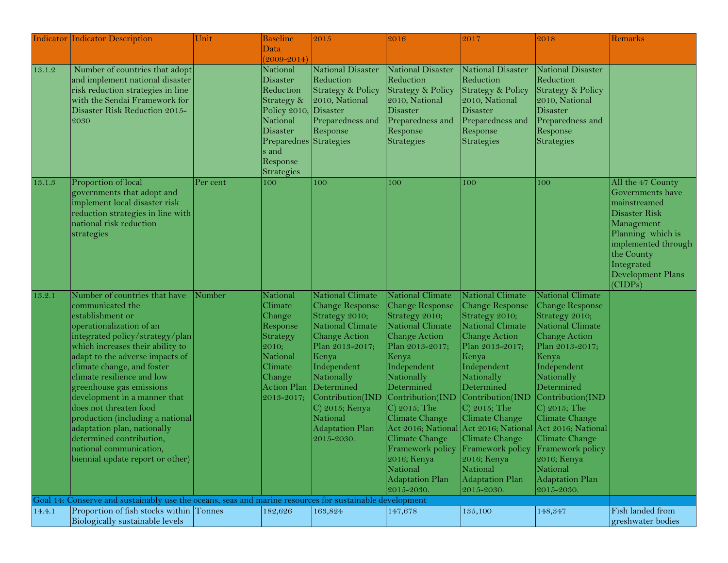| Indicator | Indicator Description | Unit | Baseline Data (2009-2014) | 2015 | 2016 | 2017 | 2018 | Remarks |
|---|---|---|---|---|---|---|---|---|
| 13.1.2 | Number of countries that adopt and implement national disaster risk reduction strategies in line with the Sendai Framework for Disaster Risk Reduction 2015-2030 | | National Disaster Reduction Strategy & Policy 2010, National Disaster Preparedness and Response Strategies | National Disaster Reduction Strategy & Policy 2010, National Disaster Preparedness and Response Strategies | National Disaster Reduction Strategy & Policy 2010, National Disaster Preparedness and Response Strategies | National Disaster Reduction Strategy & Policy 2010, National Disaster Preparedness and Response Strategies | National Disaster Reduction Strategy & Policy 2010, National Disaster Preparedness and Response Strategies | |
| 13.1.3 | Proportion of local governments that adopt and implement local disaster risk reduction strategies in line with national risk reduction strategies | Per cent | 100 | 100 | 100 | 100 | 100 | All the 47 County Governments have mainstreamed Disaster Risk Management Planning which is implemented through the County Integrated Development Plans (CIDPs) |
| 13.2.1 | Number of countries that have communicated the establishment or operationalization of an integrated policy/strategy/plan which increases their ability to adapt to the adverse impacts of climate change, and foster climate resilience and low greenhouse gas emissions development in a manner that does not threaten food production (including a national adaptation plan, nationally determined contribution, national communication, biennial update report or other) | Number | National Climate Change Response Strategy 2010; National Climate Change Action Plan 2013-2017; | National Climate Change Response Strategy 2010; National Climate Change Action Plan 2013-2017; Kenya Independent Nationally Determined Contribution(INDC) 2015; Kenya National Adaptation Plan 2015-2030. | National Climate Change Response Strategy 2010; National Climate Change Action Plan 2013-2017; Kenya Independent Nationally Determined Contribution(INDC) 2015; The Climate Change Act 2016; National Climate Change Framework policy 2016; Kenya National Adaptation Plan 2015-2030. | National Climate Change Response Strategy 2010; National Climate Change Action Plan 2013-2017; Kenya Independent Nationally Determined Contribution(INDC) 2015; The Climate Change Act 2016; National Climate Change Framework policy 2016; Kenya National Adaptation Plan 2015-2030. | National Climate Change Response Strategy 2010; National Climate Change Action Plan 2013-2017; Kenya Independent Nationally Determined Contribution(INDC) 2015; The Climate Change Act 2016; National Climate Change Framework policy 2016; Kenya National Adaptation Plan 2015-2030. | |
| **Goal 14: Conserve and sustainably use the oceans, seas and marine resources for sustainable development** | | | | | | | | |
| 14.4.1 | Proportion of fish stocks within Biologically sustainable levels | Tonnes | 182,626 | 163,824 | 147,678 | 135,100 | 148,347 | Fish landed from greshwater bodies |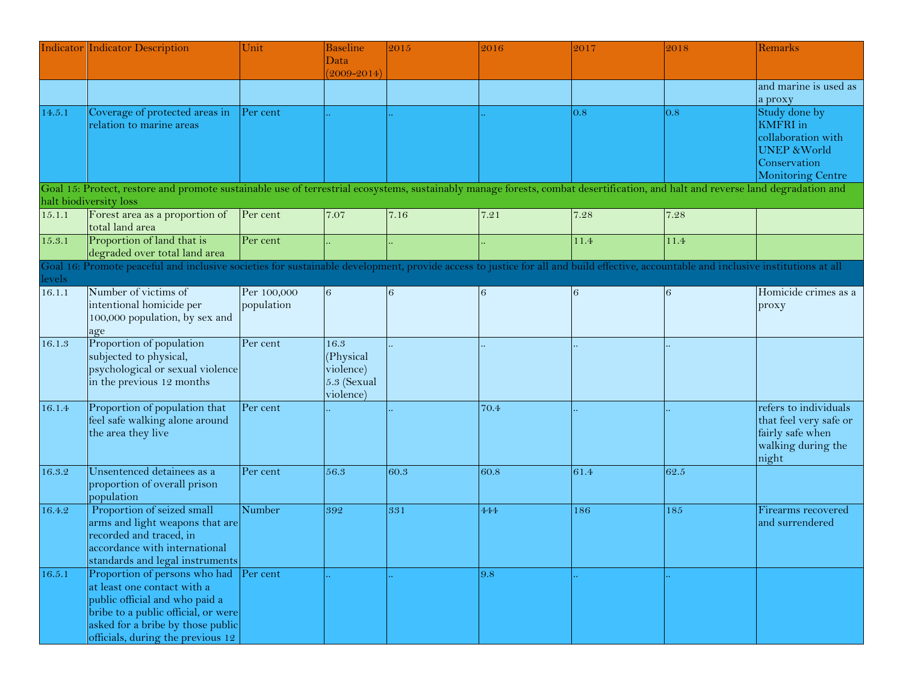| Indicator | Indicator Description | Unit | Baseline Data (2009-2014) | 2015 | 2016 | 2017 | 2018 | Remarks |
|---|---|---|---|---|---|---|---|---|
| | | | | | | | | and marine is used as a proxy |
| 14.5.1 | Coverage of protected areas in relation to marine areas | Per cent | .. | .. | .. | 0.8 | 0.8 | Study done by KMFRI in collaboration with UNEP &World Conservation Monitoring Centre |
| Goal 15: Protect, restore and promote sustainable use of terrestrial ecosystems, sustainably manage forests, combat desertification, and halt and reverse land degradation and halt biodiversity loss | | | | | | | | |
| 15.1.1 | Forest area as a proportion of total land area | Per cent | 7.07 | 7.16 | 7.21 | 7.28 | 7.28 | |
| 15.3.1 | Proportion of land that is degraded over total land area | Per cent | .. | .. | .. | 11.4 | 11.4 | |
| Goal 16: Promote peaceful and inclusive societies for sustainable development, provide access to justice for all and build effective, accountable and inclusive institutions at all levels | | | | | | | | |
| 16.1.1 | Number of victims of intentional homicide per 100,000 population, by sex and age | Per 100,000 population | 6 | 6 | 6 | 6 | 6 | Homicide crimes as a proxy |
| 16.1.3 | Proportion of population subjected to physical, psychological or sexual violence in the previous 12 months | Per cent | 16.3 (Physical violence) 5.3 (Sexual violence) | .. | .. | .. | .. | |
| 16.1.4 | Proportion of population that feel safe walking alone around the area they live | Per cent | .. | .. | 70.4 | .. | .. | refers to individuals that feel very safe or fairly safe when walking during the night |
| 16.3.2 | Unsentenced detainees as a proportion of overall prison population | Per cent | 56.3 | 60.3 | 60.8 | 61.4 | 62.5 | |
| 16.4.2 | Proportion of seized small arms and light weapons that are recorded and traced, in accordance with international standards and legal instruments | Number | 392 | 331 | 444 | 186 | 185 | Firearms recovered and surrendered |
| 16.5.1 | Proportion of persons who had at least one contact with a public official and who paid a bribe to a public official, or were asked for a bribe by those public officials, during the previous 12 | Per cent | .. | .. | 9.8 | .. | .. | |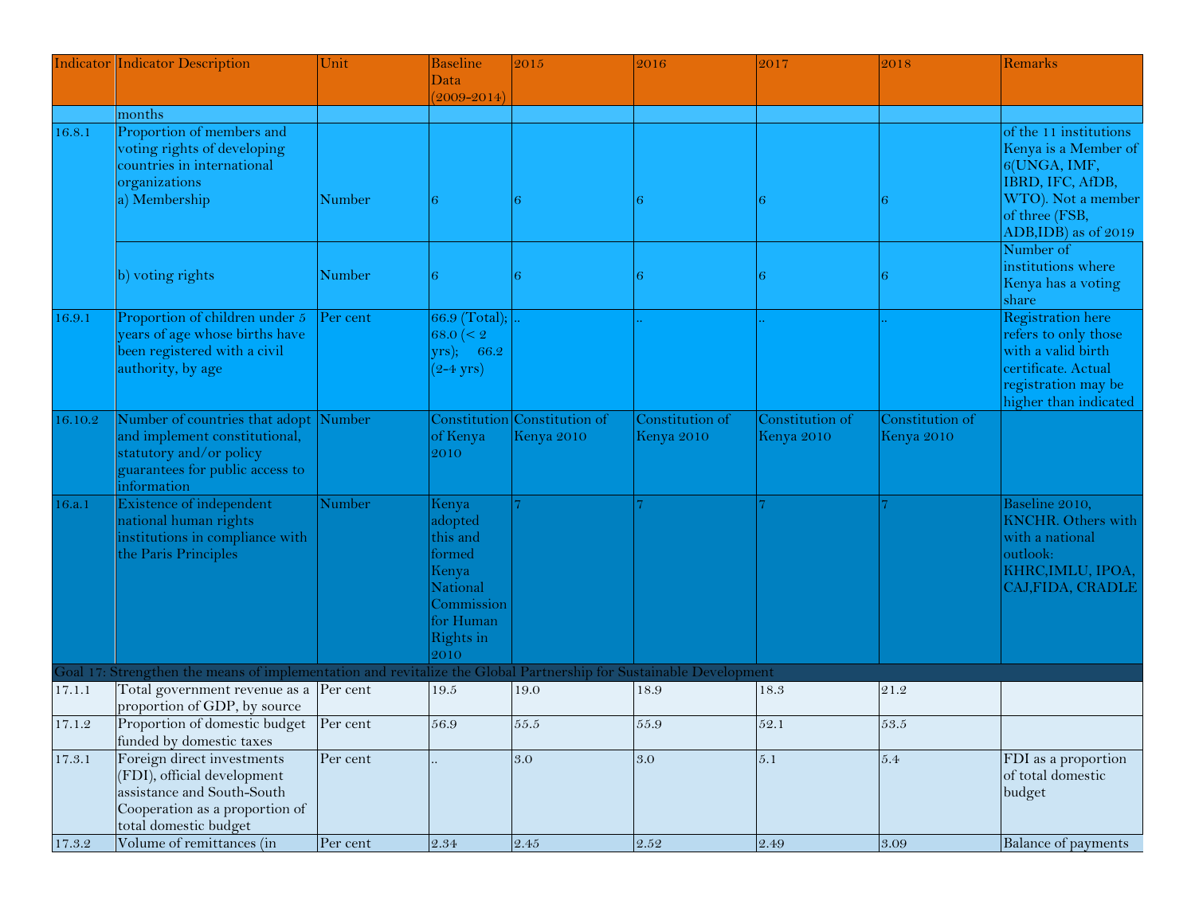| Indicator | Indicator Description | Unit | Baseline Data (2009-2014) | 2015 | 2016 | 2017 | 2018 | Remarks |
|---|---|---|---|---|---|---|---|---|
| | months | | | | | | | |
| 16.8.1 | Proportion of members and voting rights of developing countries in international organizations a) Membership | Number | 6 | 6 | 6 | 6 | 6 | of the 11 institutions Kenya is a Member of 6(UNGA, IMF, IBRD, IFC, AfDB, WTO). Not a member of three (FSB, ADB,IDB) as of 2019 |
| | b) voting rights | Number | 6 | 6 | 6 | 6 | 6 | Number of institutions where Kenya has a voting share |
| 16.9.1 | Proportion of children under 5 years of age whose births have been registered with a civil authority, by age | Per cent | 66.9 (Total); 68.0 (< 2 yrs); 66.2 (2-4 yrs) | .. | .. | .. | .. | Registration here refers to only those with a valid birth certificate. Actual registration may be higher than indicated |
| 16.10.2 | Number of countries that adopt and implement constitutional, statutory and/or policy guarantees for public access to information | Number | Constitution of Kenya 2010 | Constitution of Kenya 2010 | Constitution of Kenya 2010 | Constitution of Kenya 2010 | Constitution of Kenya 2010 | |
| 16.a.1 | Existence of independent national human rights institutions in compliance with the Paris Principles | Number | Kenya adopted this and formed Kenya National Commission for Human Rights in 2010 | 7 | 7 | 7 | 7 | Baseline 2010, KNCHR. Others with with a national outlook: KHRC,IMLU, IPOA, CAJ,FIDA, CRADLE |
| **Goal 17: Strengthen the means of implementation and revitalize the Global Partnership for Sustainable Development** | | | | | | | | |
| 17.1.1 | Total government revenue as a proportion of GDP, by source | Per cent | 19.5 | 19.0 | 18.9 | 18.3 | 21.2 | |
| 17.1.2 | Proportion of domestic budget funded by domestic taxes | Per cent | 56.9 | 55.5 | 55.9 | 52.1 | 53.5 | |
| 17.3.1 | Foreign direct investments (FDI), official development assistance and South-South Cooperation as a proportion of total domestic budget | Per cent | .. | 3.0 | 3.0 | 5.1 | 5.4 | FDI as a proportion of total domestic budget |
| 17.3.2 | Volume of remittances (in | Per cent | 2.34 | 2.45 | 2.52 | 2.49 | 3.09 | Balance of payments |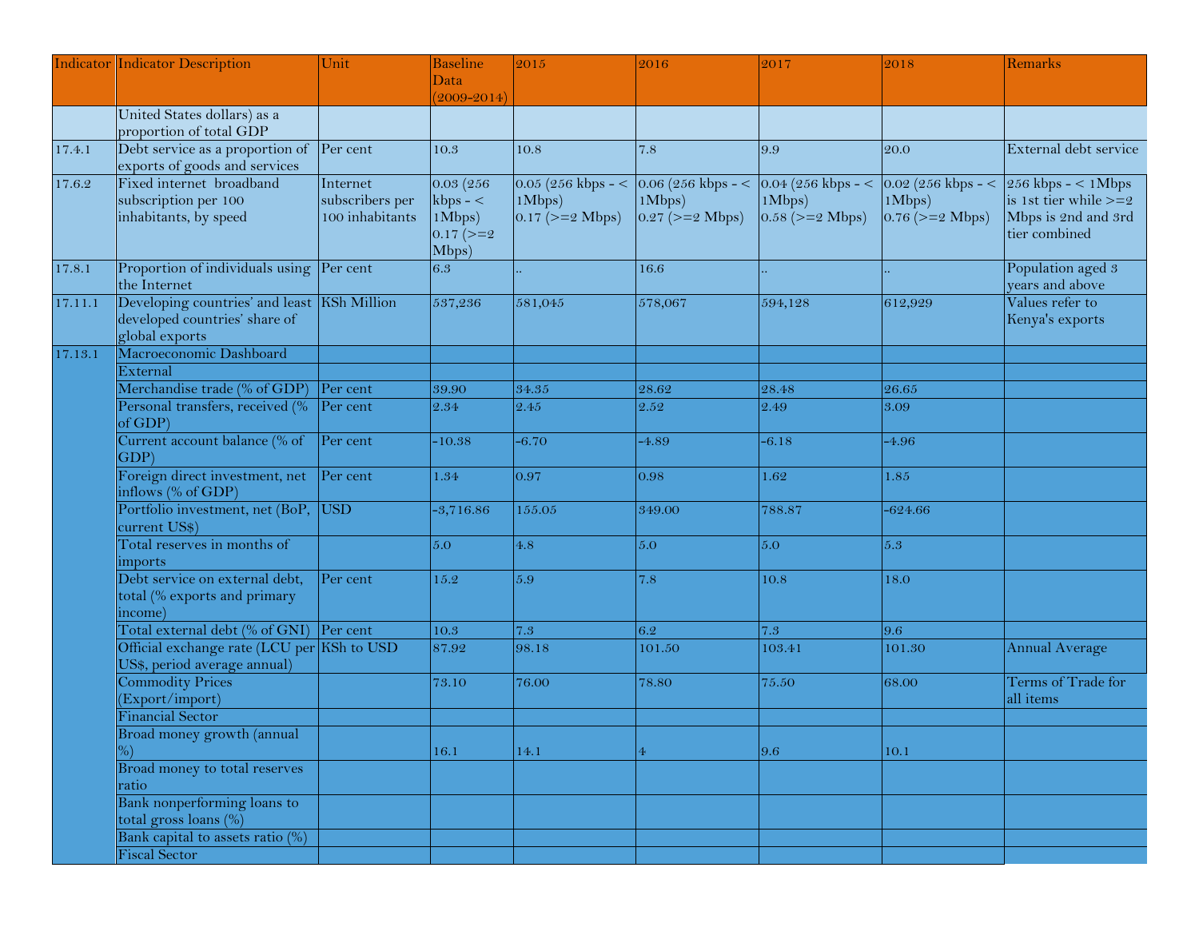| Indicator | Indicator Description | Unit | Baseline Data (2009-2014) | 2015 | 2016 | 2017 | 2018 | Remarks |
|---|---|---|---|---|---|---|---|---|
| | United States dollars) as a proportion of total GDP | | | | | | | |
| 17.4.1 | Debt service as a proportion of exports of goods and services | Per cent | 10.3 | 10.8 | 7.8 | 9.9 | 20.0 | External debt service |
| 17.6.2 | Fixed internet broadband subscription per 100 inhabitants, by speed | Internet subscribers per 100 inhabitants | 0.03 (256 kbps - < 1Mbps) 0.17 (>=2 Mbps) | 0.05 (256 kbps - < 1Mbps) 0.17 (>=2 Mbps) | 0.06 (256 kbps - < 1Mbps) 0.27 (>=2 Mbps) | 0.04 (256 kbps - < 1Mbps) 0.58 (>=2 Mbps) | 0.02 (256 kbps - < 1Mbps) 0.76 (>=2 Mbps) | 256 kbps - < 1Mbps is 1st tier while >=2 Mbps is 2nd and 3rd tier combined |
| 17.8.1 | Proportion of individuals using the Internet | Per cent | 6.3 | .. | 16.6 | .. | .. | Population aged 3 years and above |
| 17.11.1 | Developing countries' and least developed countries' share of global exports | KSh Million | 537,236 | 581,045 | 578,067 | 594,128 | 612,929 | Values refer to Kenya's exports |
| 17.13.1 | Macroeconomic Dashboard | | | | | | | |
| | External | | | | | | | |
| | Merchandise trade (% of GDP) | Per cent | 39.90 | 34.35 | 28.62 | 28.48 | 26.65 | |
| | Personal transfers, received (% of GDP) | Per cent | 2.34 | 2.45 | 2.52 | 2.49 | 3.09 | |
| | Current account balance (% of GDP) | Per cent | -10.38 | -6.70 | -4.89 | -6.18 | -4.96 | |
| | Foreign direct investment, net inflows (% of GDP) | Per cent | 1.34 | 0.97 | 0.98 | 1.62 | 1.85 | |
| | Portfolio investment, net (BoP, current US$) | USD | -3,716.86 | 155.05 | 349.00 | 788.87 | -624.66 | |
| | Total reserves in months of imports | | 5.0 | 4.8 | 5.0 | 5.0 | 5.3 | |
| | Debt service on external debt, total (% exports and primary income) | Per cent | 15.2 | 5.9 | 7.8 | 10.8 | 18.0 | |
| | Total external debt (% of GNI) | Per cent | 10.3 | 7.3 | 6.2 | 7.3 | 9.6 | |
| | Official exchange rate (LCU per US$, period average annual) | KSh to USD | 87.92 | 98.18 | 101.50 | 103.41 | 101.30 | Annual Average |
| | Commodity Prices (Export/import) | | 73.10 | 76.00 | 78.80 | 75.50 | 68.00 | Terms of Trade for all items |
| | Financial Sector | | | | | | | |
| | Broad money growth (annual %) | | 16.1 | 14.1 | 4 | 9.6 | 10.1 | |
| | Broad money to total reserves ratio | | | | | | | |
| | Bank nonperforming loans to total gross loans (%) | | | | | | | |
| | Bank capital to assets ratio (%) | | | | | | | |
| | Fiscal Sector | | | | | | | |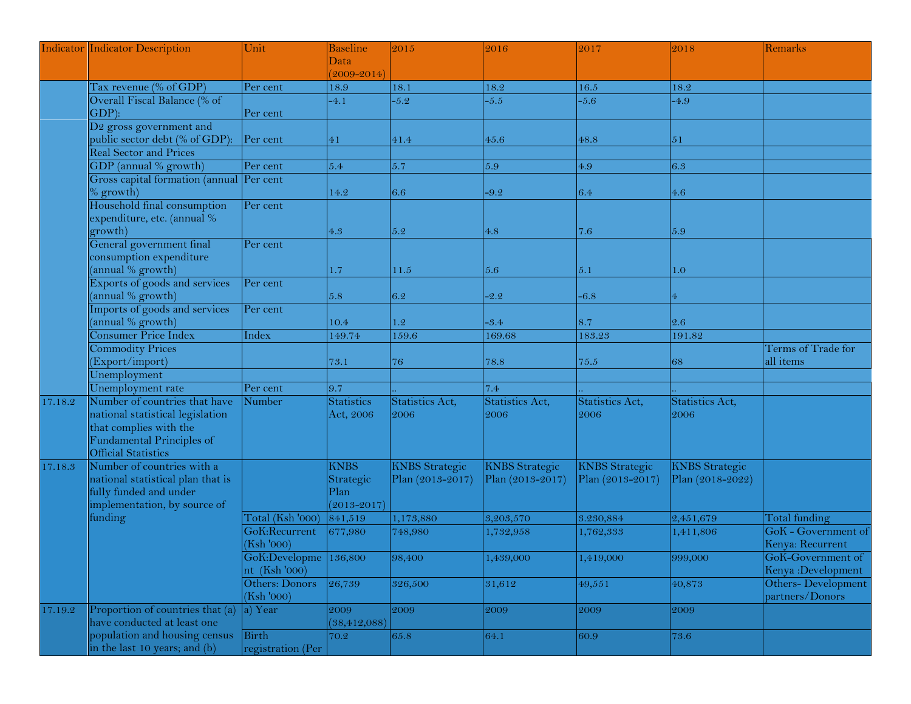| Indicator | Indicator Description | Unit | Baseline Data (2009-2014) | 2015 | 2016 | 2017 | 2018 | Remarks |
|---|---|---|---|---|---|---|---|---|
| | Tax revenue (% of GDP) | Per cent | 18.9 | 18.1 | 18.2 | 16.5 | 18.2 | |
| | Overall Fiscal Balance (% of GDP): | Per cent | -4.1 | -5.2 | -5.5 | -5.6 | -4.9 | |
| | D2 gross government and public sector debt (% of GDP): | Per cent | 41 | 41.4 | 45.6 | 48.8 | 51 | |
| | Real Sector and Prices | | | | | | | |
| | GDP (annual % growth) | Per cent | 5.4 | 5.7 | 5.9 | 4.9 | 6.3 | |
| | Gross capital formation (annual % growth) | Per cent | 14.2 | 6.6 | -9.2 | 6.4 | 4.6 | |
| | Household final consumption expenditure, etc. (annual % growth) | Per cent | 4.3 | 5.2 | 4.8 | 7.6 | 5.9 | |
| | General government final consumption expenditure (annual % growth) | Per cent | 1.7 | 11.5 | 5.6 | 5.1 | 1.0 | |
| | Exports of goods and services (annual % growth) | Per cent | 5.8 | 6.2 | -2.2 | -6.8 | 4 | |
| | Imports of goods and services (annual % growth) | Per cent | 10.4 | 1.2 | -3.4 | 8.7 | 2.6 | |
| | Consumer Price Index | Index | 149.74 | 159.6 | 169.68 | 183.23 | 191.82 | |
| | Commodity Prices (Export/import) | | 73.1 | 76 | 78.8 | 75.5 | 68 | Terms of Trade for all items |
| | Unemployment | | | | | | | |
| | Unemployment rate | Per cent | 9.7 | .. | 7.4 | .. | .. | |
| 17.18.2 | Number of countries that have national statistical legislation that complies with the Fundamental Principles of Official Statistics | Number | Statistics Act, 2006 | Statistics Act, 2006 | Statistics Act, 2006 | Statistics Act, 2006 | Statistics Act, 2006 | |
| 17.18.3 | Number of countries with a national statistical plan that is fully funded and under implementation, by source of funding | | KNBS Strategic Plan (2013-2017) | KNBS Strategic Plan (2013-2017) | KNBS Strategic Plan (2013-2017) | KNBS Strategic Plan (2013-2017) | KNBS Strategic Plan (2018-2022) | |
| | | Total (Ksh '000) | 841,519 | 1,173,880 | 3,203,570 | 3.230,884 | 2,451,679 | Total funding |
| | | GoK:Recurrent (Ksh '000) | 677,980 | 748,980 | 1,732,958 | 1,762,333 | 1,411,806 | GoK - Government of Kenya: Recurrent |
| | | GoK:Development (Ksh '000) | 136,800 | 98,400 | 1,439,000 | 1,419,000 | 999,000 | GoK-Government of Kenya :Development |
| | | Others: Donors (Ksh '000) | 26,739 | 326,500 | 31,612 | 49,551 | 40,873 | Others- Development partners/Donors |
| 17.19.2 | Proportion of countries that (a) have conducted at least one population and housing census in the last 10 years; and (b) | a) Year | 2009 (38,412,088) | 2009 | 2009 | 2009 | 2009 | |
| | | Birth registration (Per | 70.2 | 65.8 | 64.1 | 60.9 | 73.6 | |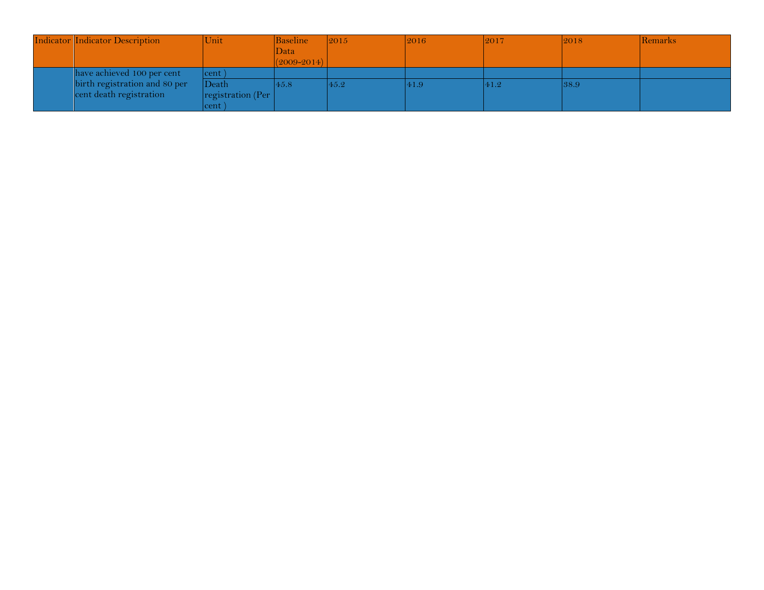| Indicator | Indicator Description | Unit | Baseline Data (2009-2014) | 2015 | 2016 | 2017 | 2018 | Remarks |
|---|---|---|---|---|---|---|---|---|
| | have achieved 100 per cent birth registration and 80 per cent death registration | cent ) | | | | | | |
| | | Death registration (Per cent ) | 45.8 | 45.2 | 41.9 | 41.2 | 38.9 | |